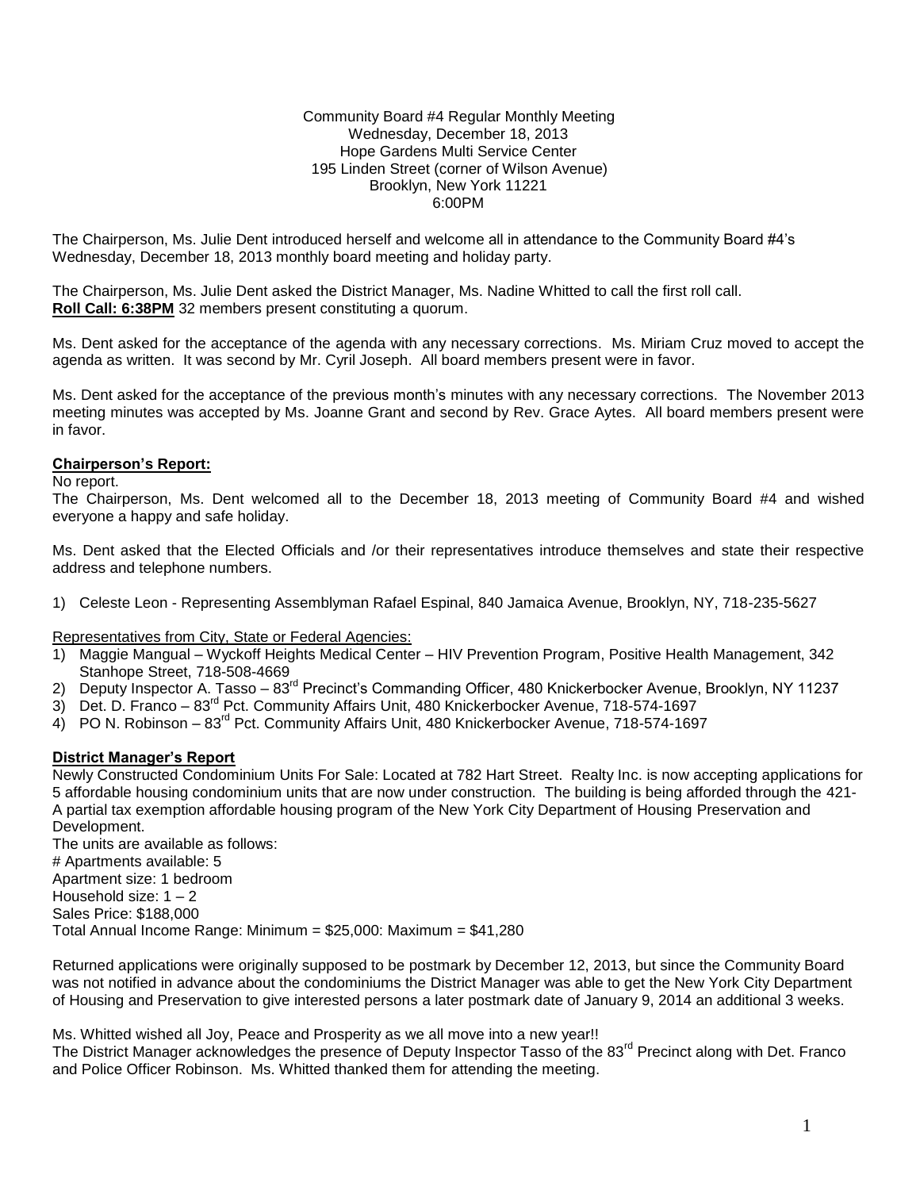Community Board #4 Regular Monthly Meeting
Wednesday, December 18, 2013
Hope Gardens Multi Service Center
195 Linden Street (corner of Wilson Avenue)
Brooklyn, New York 11221
6:00PM

The Chairperson, Ms. Julie Dent introduced herself and welcome all in attendance to the Community Board #4's Wednesday, December 18, 2013 monthly board meeting and holiday party.

The Chairperson, Ms. Julie Dent asked the District Manager, Ms. Nadine Whitted to call the first roll call.
**Roll Call: 6:38PM** 32 members present constituting a quorum.

Ms. Dent asked for the acceptance of the agenda with any necessary corrections. Ms. Miriam Cruz moved to accept the agenda as written. It was second by Mr. Cyril Joseph. All board members present were in favor.

Ms. Dent asked for the acceptance of the previous month's minutes with any necessary corrections. The November 2013 meeting minutes was accepted by Ms. Joanne Grant and second by Rev. Grace Aytes. All board members present were in favor.

**Chairperson's Report:**

No report.
The Chairperson, Ms. Dent welcomed all to the December 18, 2013 meeting of Community Board #4 and wished everyone a happy and safe holiday.

Ms. Dent asked that the Elected Officials and /or their representatives introduce themselves and state their respective address and telephone numbers.

1) Celeste Leon - Representing Assemblyman Rafael Espinal, 840 Jamaica Avenue, Brooklyn, NY, 718-235-5627

Representatives from City, State or Federal Agencies:

1) Maggie Mangual – Wyckoff Heights Medical Center – HIV Prevention Program, Positive Health Management, 342 Stanhope Street, 718-508-4669
2) Deputy Inspector A. Tasso – 83rd Precinct's Commanding Officer, 480 Knickerbocker Avenue, Brooklyn, NY 11237
3) Det. D. Franco – 83rd Pct. Community Affairs Unit, 480 Knickerbocker Avenue, 718-574-1697
4) PO N. Robinson – 83rd Pct. Community Affairs Unit, 480 Knickerbocker Avenue, 718-574-1697

**District Manager's Report**

Newly Constructed Condominium Units For Sale: Located at 782 Hart Street. Realty Inc. is now accepting applications for 5 affordable housing condominium units that are now under construction. The building is being afforded through the 421-A partial tax exemption affordable housing program of the New York City Department of Housing Preservation and Development.
The units are available as follows:
# Apartments available: 5
Apartment size: 1 bedroom
Household size: 1 – 2
Sales Price: $188,000
Total Annual Income Range: Minimum = $25,000: Maximum = $41,280

Returned applications were originally supposed to be postmark by December 12, 2013, but since the Community Board was not notified in advance about the condominiums the District Manager was able to get the New York City Department of Housing and Preservation to give interested persons a later postmark date of January 9, 2014 an additional 3 weeks.

Ms. Whitted wished all Joy, Peace and Prosperity as we all move into a new year!!
The District Manager acknowledges the presence of Deputy Inspector Tasso of the 83rd Precinct along with Det. Franco and Police Officer Robinson. Ms. Whitted thanked them for attending the meeting.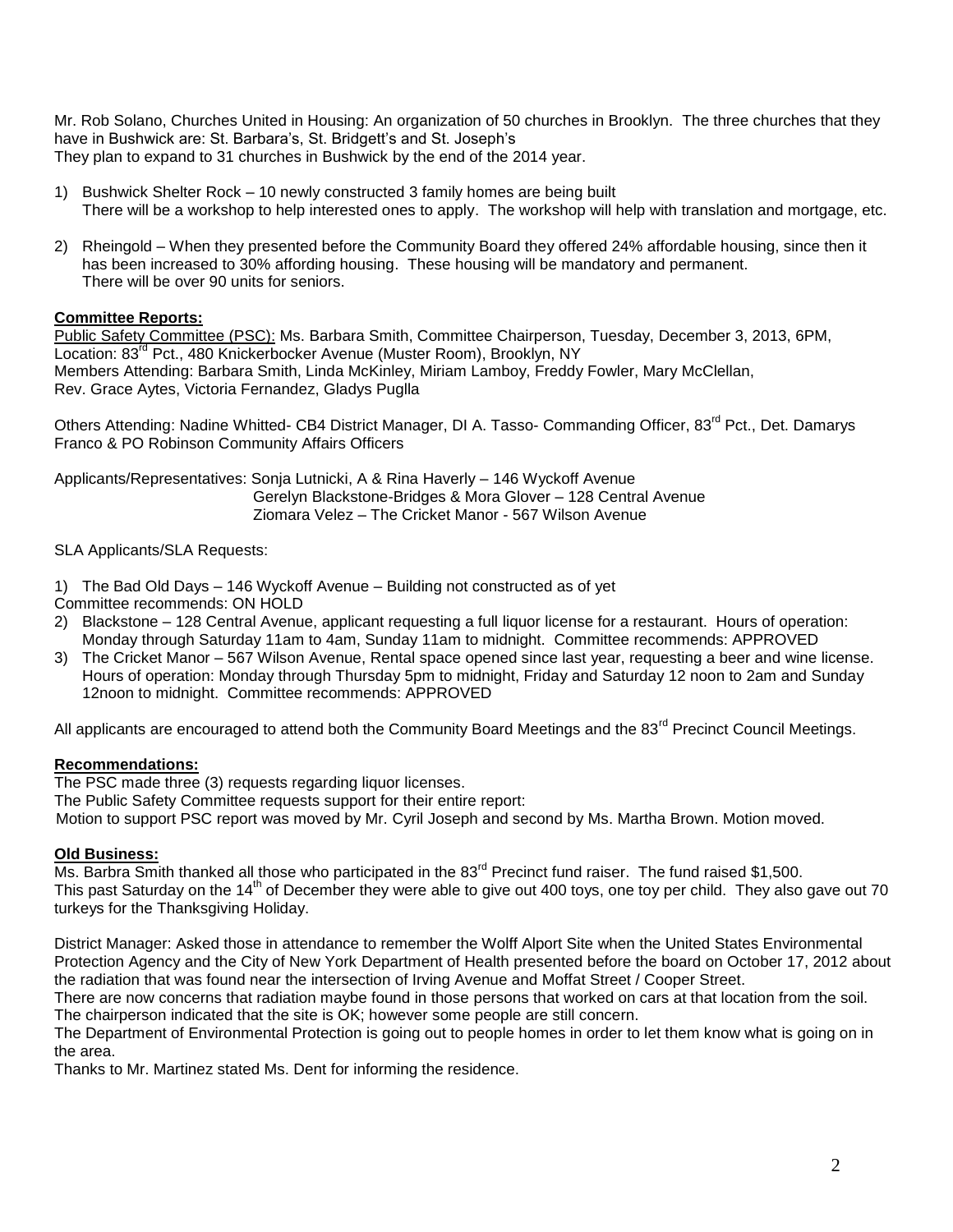Mr. Rob Solano, Churches United in Housing: An organization of 50 churches in Brooklyn. The three churches that they have in Bushwick are: St. Barbara's, St. Bridgett's and St. Joseph's
They plan to expand to 31 churches in Bushwick by the end of the 2014 year.

1) Bushwick Shelter Rock – 10 newly constructed 3 family homes are being built
   There will be a workshop to help interested ones to apply. The workshop will help with translation and mortgage, etc.

2) Rheingold – When they presented before the Community Board they offered 24% affordable housing, since then it has been increased to 30% affording housing. These housing will be mandatory and permanent.
   There will be over 90 units for seniors.

**Committee Reports:**

Public Safety Committee (PSC): Ms. Barbara Smith, Committee Chairperson, Tuesday, December 3, 2013, 6PM, Location: 83rd Pct., 480 Knickerbocker Avenue (Muster Room), Brooklyn, NY
Members Attending: Barbara Smith, Linda McKinley, Miriam Lamboy, Freddy Fowler, Mary McClellan, Rev. Grace Aytes, Victoria Fernandez, Gladys Puglla

Others Attending: Nadine Whitted- CB4 District Manager, DI A. Tasso- Commanding Officer, 83rd Pct., Det. Damarys Franco & PO Robinson Community Affairs Officers

Applicants/Representatives: Sonja Lutnicki, A & Rina Haverly – 146 Wyckoff Avenue
Gerelyn Blackstone-Bridges & Mora Glover – 128 Central Avenue
Ziomara Velez – The Cricket Manor - 567 Wilson Avenue

SLA Applicants/SLA Requests:

1) The Bad Old Days – 146 Wyckoff Avenue – Building not constructed as of yet
   Committee recommends: ON HOLD
2) Blackstone – 128 Central Avenue, applicant requesting a full liquor license for a restaurant. Hours of operation: Monday through Saturday 11am to 4am, Sunday 11am to midnight. Committee recommends: APPROVED
3) The Cricket Manor – 567 Wilson Avenue, Rental space opened since last year, requesting a beer and wine license. Hours of operation: Monday through Thursday 5pm to midnight, Friday and Saturday 12 noon to 2am and Sunday 12noon to midnight. Committee recommends: APPROVED

All applicants are encouraged to attend both the Community Board Meetings and the 83rd Precinct Council Meetings.

**Recommendations:**

The PSC made three (3) requests regarding liquor licenses.
The Public Safety Committee requests support for their entire report:
Motion to support PSC report was moved by Mr. Cyril Joseph and second by Ms. Martha Brown. Motion moved.

**Old Business:**

Ms. Barbra Smith thanked all those who participated in the 83rd Precinct fund raiser. The fund raised $1,500.
This past Saturday on the 14th of December they were able to give out 400 toys, one toy per child. They also gave out 70 turkeys for the Thanksgiving Holiday.

District Manager: Asked those in attendance to remember the Wolff Alport Site when the United States Environmental Protection Agency and the City of New York Department of Health presented before the board on October 17, 2012 about the radiation that was found near the intersection of Irving Avenue and Moffat Street / Cooper Street.
There are now concerns that radiation maybe found in those persons that worked on cars at that location from the soil.
The chairperson indicated that the site is OK; however some people are still concern.
The Department of Environmental Protection is going out to people homes in order to let them know what is going on in the area.
Thanks to Mr. Martinez stated Ms. Dent for informing the residence.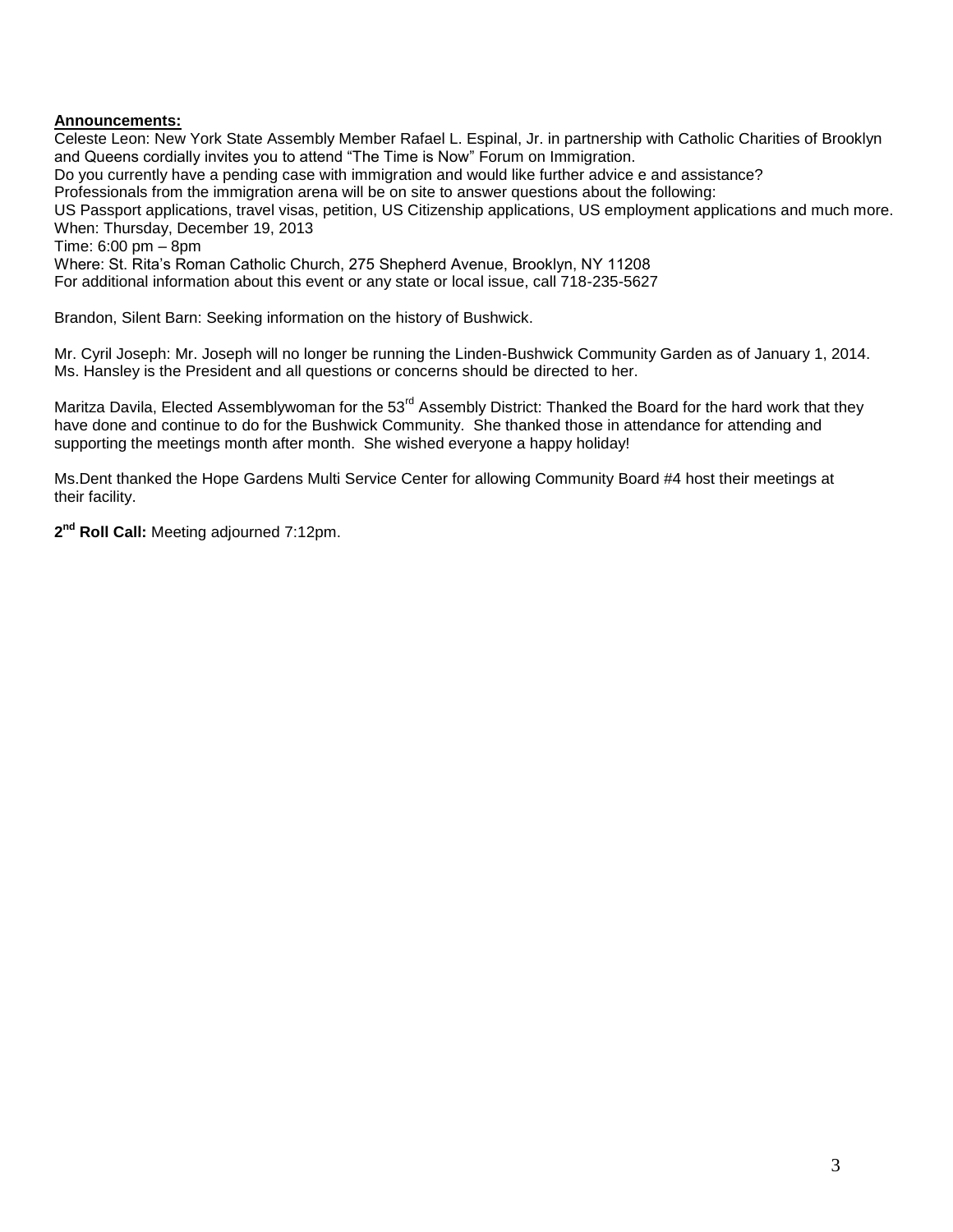**Announcements:**

Celeste Leon: New York State Assembly Member Rafael L. Espinal, Jr. in partnership with Catholic Charities of Brooklyn and Queens cordially invites you to attend "The Time is Now" Forum on Immigration.
Do you currently have a pending case with immigration and would like further advice e and assistance?
Professionals from the immigration arena will be on site to answer questions about the following:
US Passport applications, travel visas, petition, US Citizenship applications, US employment applications and much more.
When: Thursday, December 19, 2013
Time: 6:00 pm – 8pm
Where: St. Rita's Roman Catholic Church, 275 Shepherd Avenue, Brooklyn, NY 11208
For additional information about this event or any state or local issue, call 718-235-5627

Brandon, Silent Barn: Seeking information on the history of Bushwick.

Mr. Cyril Joseph: Mr. Joseph will no longer be running the Linden-Bushwick Community Garden as of January 1, 2014. Ms. Hansley is the President and all questions or concerns should be directed to her.

Maritza Davila, Elected Assemblywoman for the 53rd Assembly District: Thanked the Board for the hard work that they have done and continue to do for the Bushwick Community. She thanked those in attendance for attending and supporting the meetings month after month. She wished everyone a happy holiday!

Ms.Dent thanked the Hope Gardens Multi Service Center for allowing Community Board #4 host their meetings at their facility.

**2nd Roll Call:** Meeting adjourned 7:12pm.